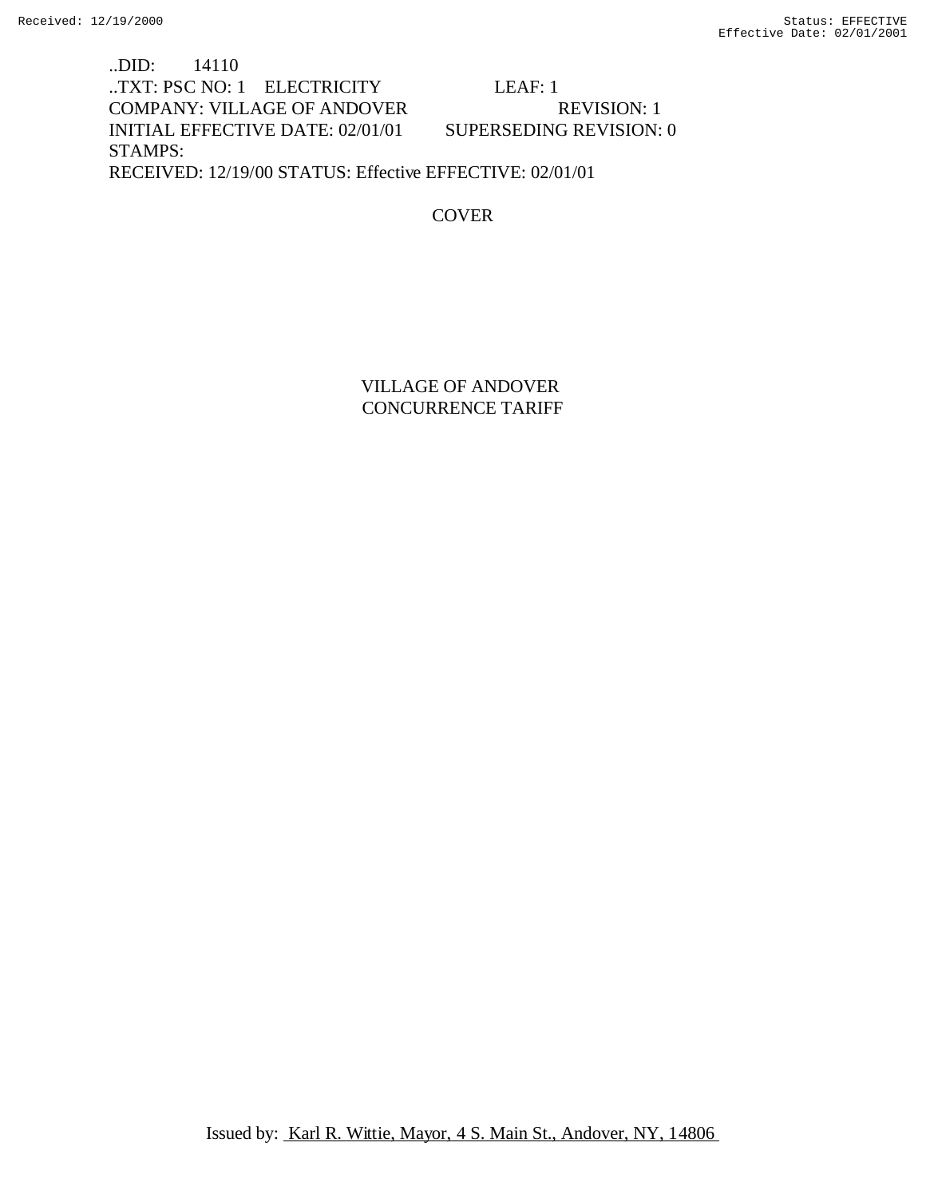..DID: 14110
..TXT: PSC NO: 1 ELECTRICITY LEAF: 1
COMPANY: VILLAGE OF ANDOVER REVISION: 1
INITIAL EFFECTIVE DATE: 02/01/01 SUPERSEDING REVISION: 0
STAMPS:
RECEIVED: 12/19/00 STATUS: Effective EFFECTIVE: 02/01/01

COVER

VILLAGE OF ANDOVER
CONCURRENCE TARIFF

Issued by: Karl R. Wittie, Mayor, 4 S. Main St., Andover, NY, 14806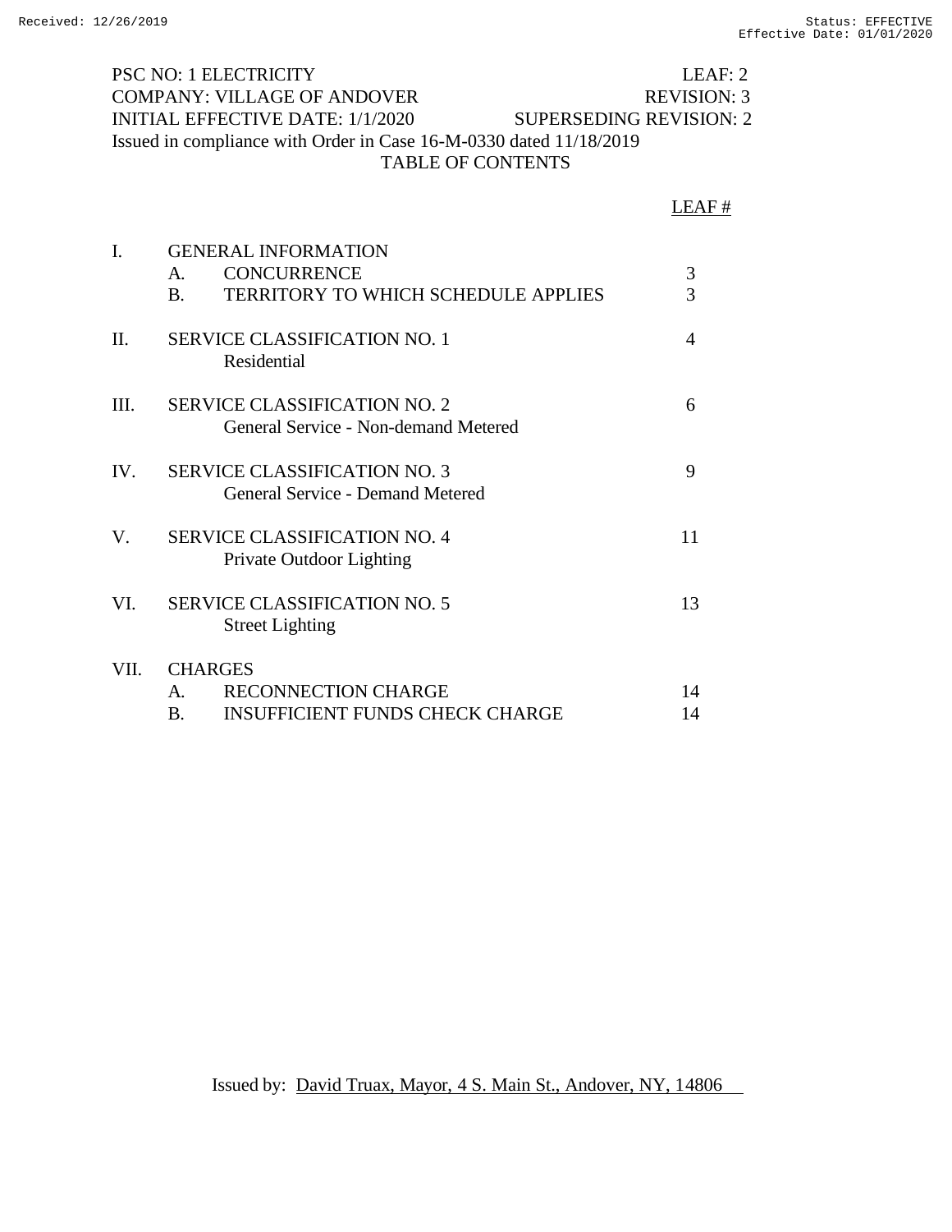PSC NO: 1 ELECTRICITY LEAF: 2
COMPANY: VILLAGE OF ANDOVER REVISION: 3
INITIAL EFFECTIVE DATE: 1/1/2020 SUPERSEDING REVISION: 2
Issued in compliance with Order in Case 16-M-0330 dated 11/18/2019

# TABLE OF CONTENTS

| | | | LEAF # |
|---|---|---|---|
| I. | GENERAL INFORMATION | | |
| | A. | CONCURRENCE | 3 |
| | B. | TERRITORY TO WHICH SCHEDULE APPLIES | 3 |
| II. | SERVICE CLASSIFICATION NO. 1 | | 4 |
| | | Residential | |
| III. | SERVICE CLASSIFICATION NO. 2 | | 6 |
| | | General Service - Non-demand Metered | |
| IV. | SERVICE CLASSIFICATION NO. 3 | | 9 |
| | | General Service - Demand Metered | |
| V. | SERVICE CLASSIFICATION NO. 4 | | 11 |
| | | Private Outdoor Lighting | |
| VI. | SERVICE CLASSIFICATION NO. 5 | | 13 |
| | | Street Lighting | |
| VII. | CHARGES | | |
| | A. | RECONNECTION CHARGE | 14 |
| | B. | INSUFFICIENT FUNDS CHECK CHARGE | 14 |

Issued by: David Truax, Mayor, 4 S. Main St., Andover, NY, 14806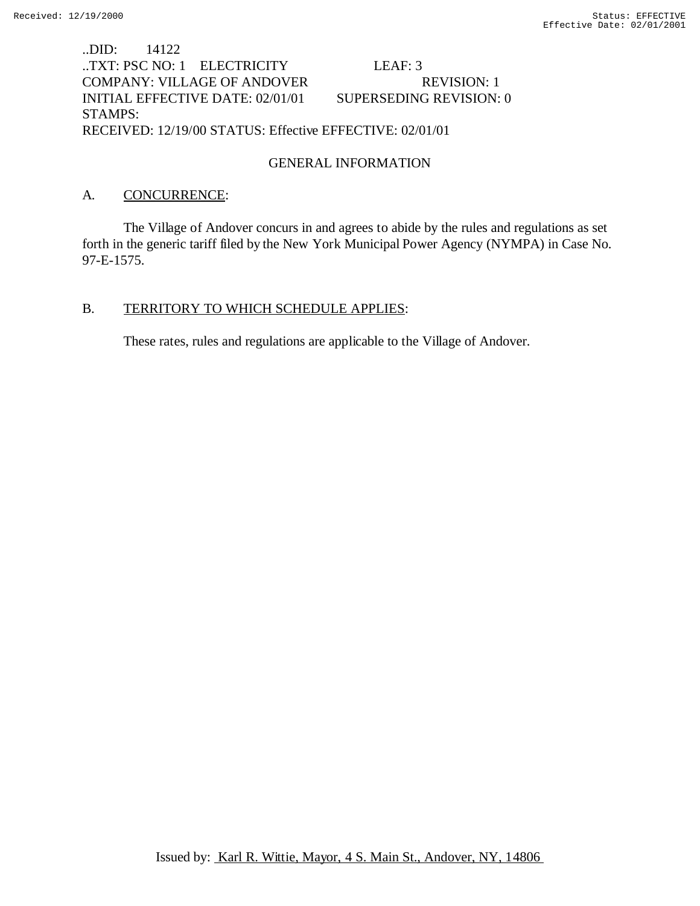..DID: 14122
..TXT: PSC NO: 1 ELECTRICITY LEAF: 3
COMPANY: VILLAGE OF ANDOVER REVISION: 1
INITIAL EFFECTIVE DATE: 02/01/01 SUPERSEDING REVISION: 0
STAMPS:
RECEIVED: 12/19/00 STATUS: Effective EFFECTIVE: 02/01/01

## GENERAL INFORMATION

A. CONCURRENCE:

The Village of Andover concurs in and agrees to abide by the rules and regulations as set forth in the generic tariff filed by the New York Municipal Power Agency (NYMPA) in Case No. 97-E-1575.

B. TERRITORY TO WHICH SCHEDULE APPLIES:

These rates, rules and regulations are applicable to the Village of Andover.

Issued by: Karl R. Wittie, Mayor, 4 S. Main St., Andover, NY, 14806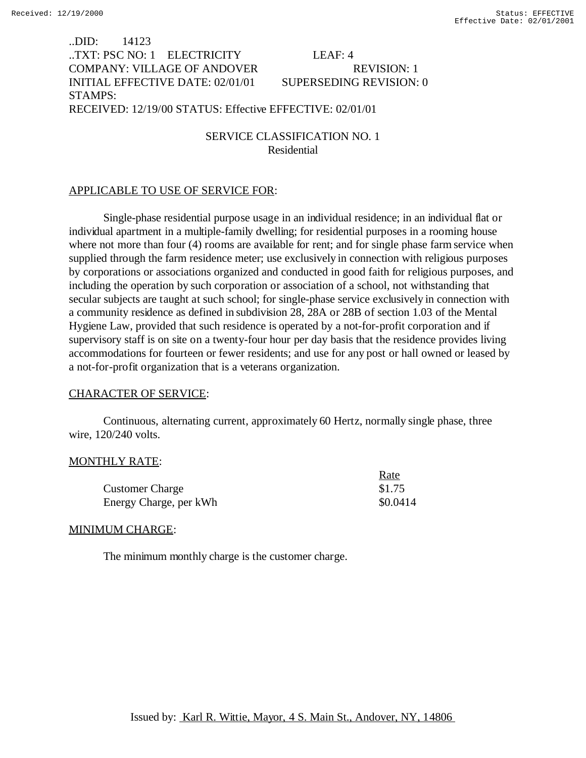..DID: 14123
..TXT: PSC NO: 1 ELECTRICITY LEAF: 4
COMPANY: VILLAGE OF ANDOVER REVISION: 1
INITIAL EFFECTIVE DATE: 02/01/01 SUPERSEDING REVISION: 0
STAMPS:
RECEIVED: 12/19/00 STATUS: Effective EFFECTIVE: 02/01/01

## SERVICE CLASSIFICATION NO. 1
### Residential

APPLICABLE TO USE OF SERVICE FOR:

Single-phase residential purpose usage in an individual residence; in an individual flat or individual apartment in a multiple-family dwelling; for residential purposes in a rooming house where not more than four (4) rooms are available for rent; and for single phase farm service when supplied through the farm residence meter; use exclusively in connection with religious purposes by corporations or associations organized and conducted in good faith for religious purposes, and including the operation by such corporation or association of a school, not withstanding that secular subjects are taught at such school; for single-phase service exclusively in connection with a community residence as defined in subdivision 28, 28A or 28B of section 1.03 of the Mental Hygiene Law, provided that such residence is operated by a not-for-profit corporation and if supervisory staff is on site on a twenty-four hour per day basis that the residence provides living accommodations for fourteen or fewer residents; and use for any post or hall owned or leased by a not-for-profit organization that is a veterans organization.

CHARACTER OF SERVICE:

Continuous, alternating current, approximately 60 Hertz, normally single phase, three wire, 120/240 volts.

MONTHLY RATE:

| | Rate |
|---|---|
| Customer Charge | $1.75 |
| Energy Charge, per kWh | $0.0414 |

MINIMUM CHARGE:

The minimum monthly charge is the customer charge.

Issued by: Karl R. Wittie, Mayor, 4 S. Main St., Andover, NY, 14806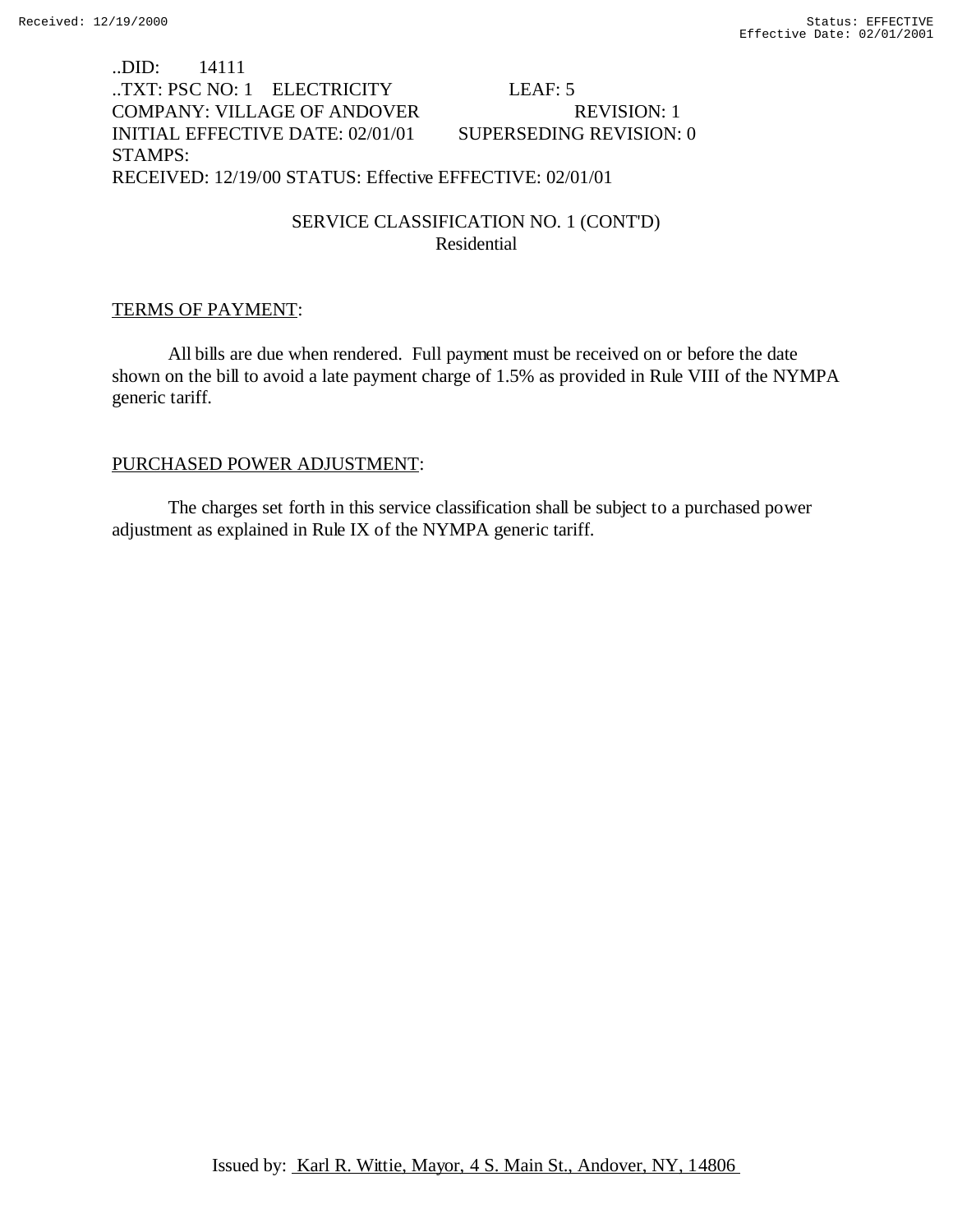..DID: 14111
..TXT: PSC NO: 1 ELECTRICITY LEAF: 5
COMPANY: VILLAGE OF ANDOVER REVISION: 1
INITIAL EFFECTIVE DATE: 02/01/01 SUPERSEDING REVISION: 0
STAMPS:
RECEIVED: 12/19/00 STATUS: Effective EFFECTIVE: 02/01/01

SERVICE CLASSIFICATION NO. 1 (CONT'D)
Residential

TERMS OF PAYMENT:

All bills are due when rendered. Full payment must be received on or before the date shown on the bill to avoid a late payment charge of 1.5% as provided in Rule VIII of the NYMPA generic tariff.

PURCHASED POWER ADJUSTMENT:

The charges set forth in this service classification shall be subject to a purchased power adjustment as explained in Rule IX of the NYMPA generic tariff.

Issued by: Karl R. Wittie, Mayor, 4 S. Main St., Andover, NY, 14806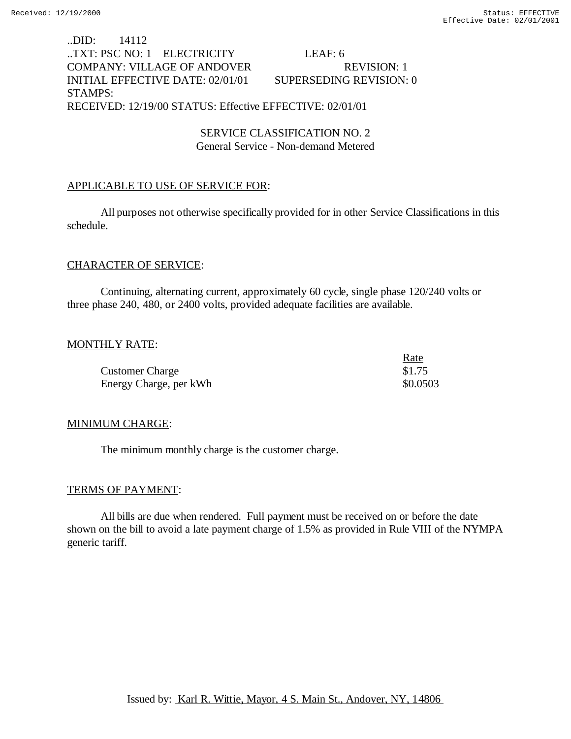..DID: 14112
..TXT: PSC NO: 1 ELECTRICITY LEAF: 6
COMPANY: VILLAGE OF ANDOVER REVISION: 1
INITIAL EFFECTIVE DATE: 02/01/01 SUPERSEDING REVISION: 0
STAMPS:
RECEIVED: 12/19/00 STATUS: Effective EFFECTIVE: 02/01/01

## SERVICE CLASSIFICATION NO. 2
General Service - Non-demand Metered

APPLICABLE TO USE OF SERVICE FOR:

All purposes not otherwise specifically provided for in other Service Classifications in this schedule.

CHARACTER OF SERVICE:

Continuing, alternating current, approximately 60 cycle, single phase 120/240 volts or three phase 240, 480, or 2400 volts, provided adequate facilities are available.

MONTHLY RATE:

| | Rate |
|---|---|
| Customer Charge | $1.75 |
| Energy Charge, per kWh | $0.0503 |

MINIMUM CHARGE:

The minimum monthly charge is the customer charge.

TERMS OF PAYMENT:

All bills are due when rendered. Full payment must be received on or before the date shown on the bill to avoid a late payment charge of 1.5% as provided in Rule VIII of the NYMPA generic tariff.

Issued by: Karl R. Wittie, Mayor, 4 S. Main St., Andover, NY, 14806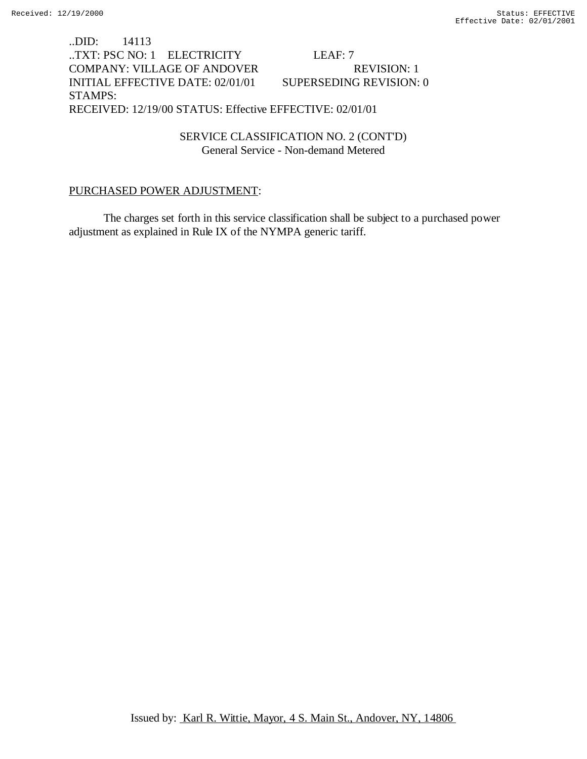..DID: 14113
..TXT: PSC NO: 1 ELECTRICITY LEAF: 7
COMPANY: VILLAGE OF ANDOVER REVISION: 1
INITIAL EFFECTIVE DATE: 02/01/01 SUPERSEDING REVISION: 0
STAMPS:
RECEIVED: 12/19/00 STATUS: Effective EFFECTIVE: 02/01/01

SERVICE CLASSIFICATION NO. 2 (CONT'D)
General Service - Non-demand Metered

PURCHASED POWER ADJUSTMENT:

The charges set forth in this service classification shall be subject to a purchased power adjustment as explained in Rule IX of the NYMPA generic tariff.

Issued by: Karl R. Wittie, Mayor, 4 S. Main St., Andover, NY, 14806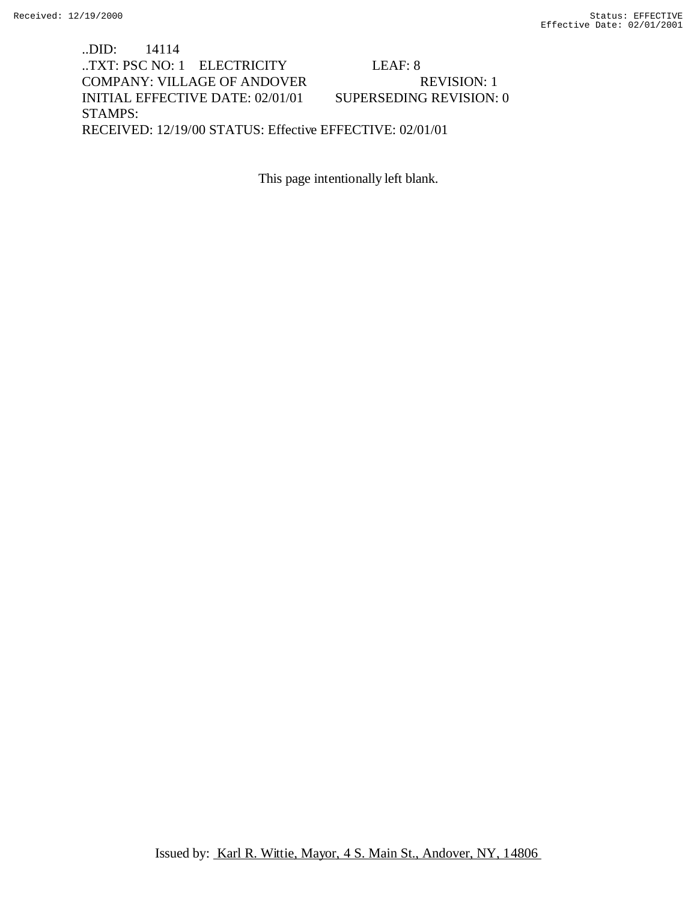..DID: 14114
..TXT: PSC NO: 1 ELECTRICITY LEAF: 8
COMPANY: VILLAGE OF ANDOVER REVISION: 1
INITIAL EFFECTIVE DATE: 02/01/01 SUPERSEDING REVISION: 0
STAMPS:
RECEIVED: 12/19/00 STATUS: Effective EFFECTIVE: 02/01/01

This page intentionally left blank.

Issued by: Karl R. Wittie, Mayor, 4 S. Main St., Andover, NY, 14806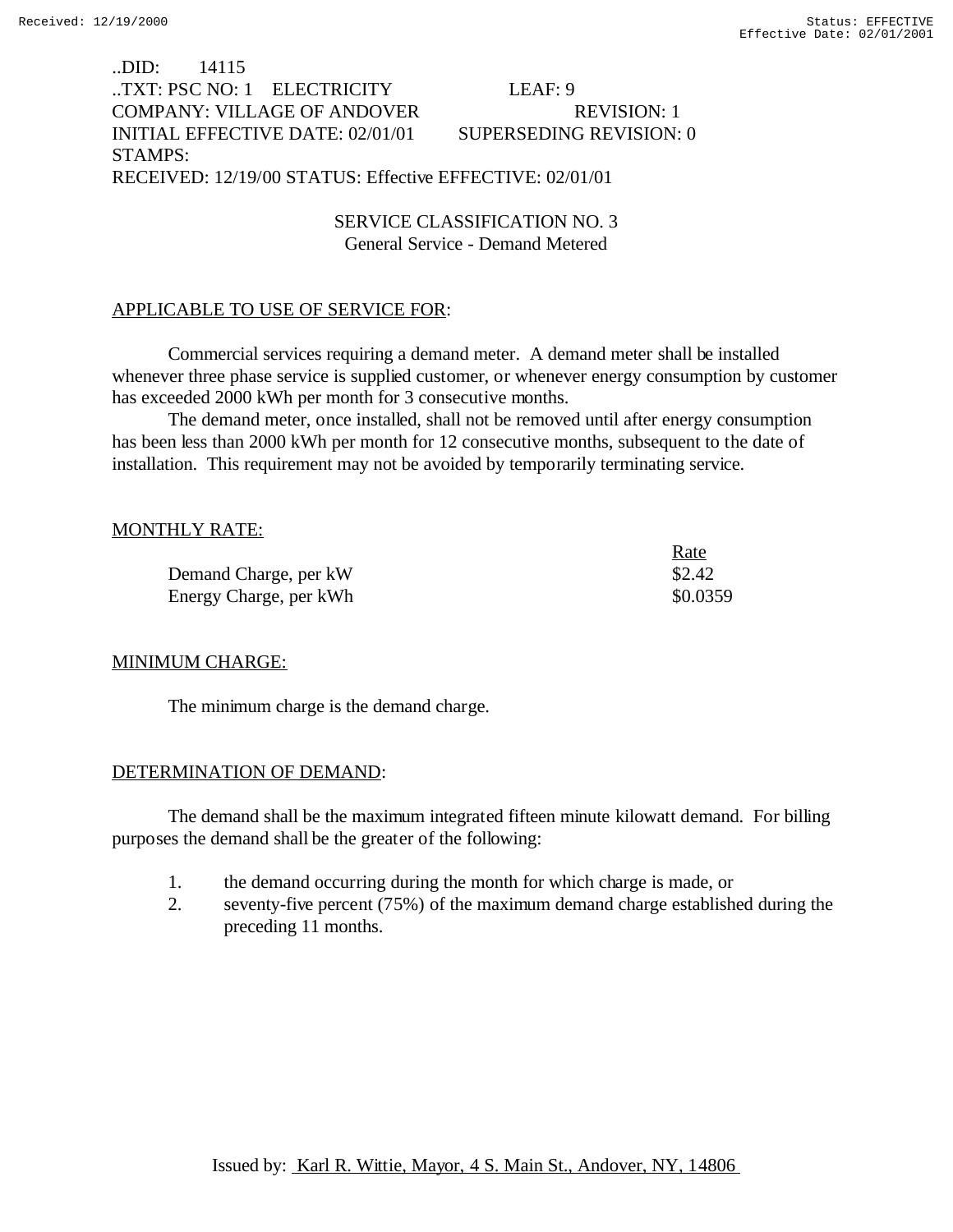..DID: 14115
..TXT: PSC NO: 1 ELECTRICITY LEAF: 9
COMPANY: VILLAGE OF ANDOVER REVISION: 1
INITIAL EFFECTIVE DATE: 02/01/01 SUPERSEDING REVISION: 0
STAMPS:
RECEIVED: 12/19/00 STATUS: Effective EFFECTIVE: 02/01/01

## SERVICE CLASSIFICATION NO. 3
### General Service - Demand Metered

APPLICABLE TO USE OF SERVICE FOR:

Commercial services requiring a demand meter. A demand meter shall be installed whenever three phase service is supplied customer, or whenever energy consumption by customer has exceeded 2000 kWh per month for 3 consecutive months.

The demand meter, once installed, shall not be removed until after energy consumption has been less than 2000 kWh per month for 12 consecutive months, subsequent to the date of installation. This requirement may not be avoided by temporarily terminating service.

MONTHLY RATE:

| | Rate |
|---|---|
| Demand Charge, per kW | $2.42 |
| Energy Charge, per kWh | $0.0359 |

MINIMUM CHARGE:

The minimum charge is the demand charge.

DETERMINATION OF DEMAND:

The demand shall be the maximum integrated fifteen minute kilowatt demand. For billing purposes the demand shall be the greater of the following:

1. the demand occurring during the month for which charge is made, or
2. seventy-five percent (75%) of the maximum demand charge established during the preceding 11 months.

Issued by: Karl R. Wittie, Mayor, 4 S. Main St., Andover, NY, 14806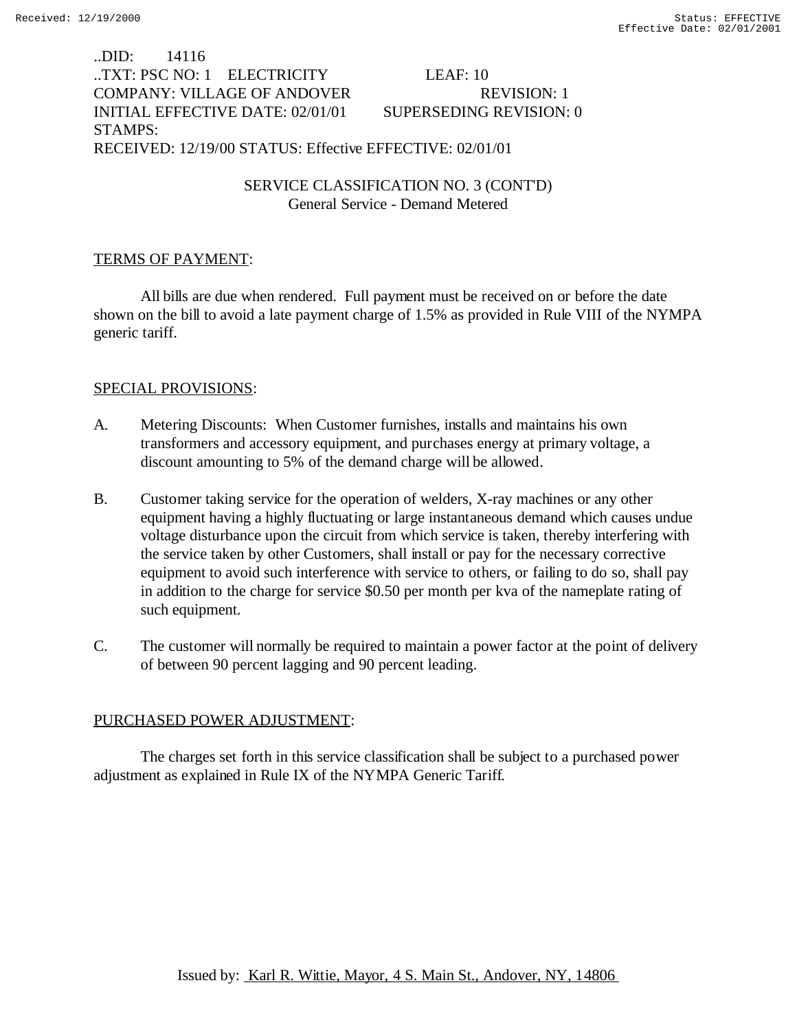..DID: 14116
..TXT: PSC NO: 1 ELECTRICITY LEAF: 10
COMPANY: VILLAGE OF ANDOVER REVISION: 1
INITIAL EFFECTIVE DATE: 02/01/01 SUPERSEDING REVISION: 0
STAMPS:
RECEIVED: 12/19/00 STATUS: Effective EFFECTIVE: 02/01/01

## SERVICE CLASSIFICATION NO. 3 (CONT'D)
General Service - Demand Metered

### TERMS OF PAYMENT:

All bills are due when rendered. Full payment must be received on or before the date shown on the bill to avoid a late payment charge of 1.5% as provided in Rule VIII of the NYMPA generic tariff.

### SPECIAL PROVISIONS:

A. Metering Discounts: When Customer furnishes, installs and maintains his own transformers and accessory equipment, and purchases energy at primary voltage, a discount amounting to 5% of the demand charge will be allowed.

B. Customer taking service for the operation of welders, X-ray machines or any other equipment having a highly fluctuating or large instantaneous demand which causes undue voltage disturbance upon the circuit from which service is taken, thereby interfering with the service taken by other Customers, shall install or pay for the necessary corrective equipment to avoid such interference with service to others, or failing to do so, shall pay in addition to the charge for service $0.50 per month per kva of the nameplate rating of such equipment.

C. The customer will normally be required to maintain a power factor at the point of delivery of between 90 percent lagging and 90 percent leading.

### PURCHASED POWER ADJUSTMENT:

The charges set forth in this service classification shall be subject to a purchased power adjustment as explained in Rule IX of the NYMPA Generic Tariff.

Issued by: Karl R. Wittie, Mayor, 4 S. Main St., Andover, NY, 14806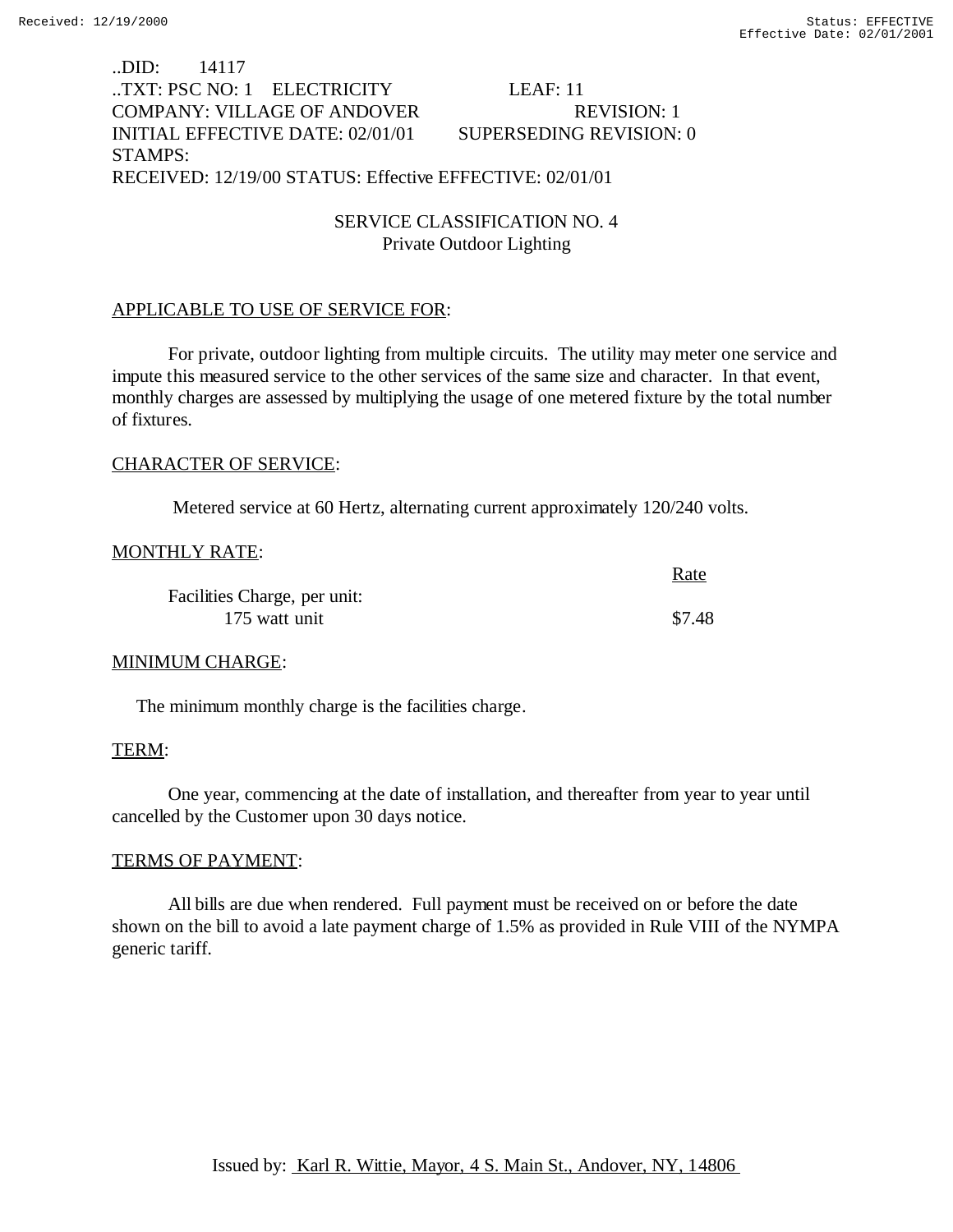..DID: 14117
..TXT: PSC NO: 1 ELECTRICITY LEAF: 11
COMPANY: VILLAGE OF ANDOVER REVISION: 1
INITIAL EFFECTIVE DATE: 02/01/01 SUPERSEDING REVISION: 0
STAMPS:
RECEIVED: 12/19/00 STATUS: Effective EFFECTIVE: 02/01/01

## SERVICE CLASSIFICATION NO. 4
### Private Outdoor Lighting

APPLICABLE TO USE OF SERVICE FOR:

For private, outdoor lighting from multiple circuits. The utility may meter one service and impute this measured service to the other services of the same size and character. In that event, monthly charges are assessed by multiplying the usage of one metered fixture by the total number of fixtures.

CHARACTER OF SERVICE:

Metered service at 60 Hertz, alternating current approximately 120/240 volts.

MONTHLY RATE:

| | Rate |
|---|---|
| Facilities Charge, per unit: | |
| 175 watt unit | $7.48 |

MINIMUM CHARGE:

The minimum monthly charge is the facilities charge.

TERM:

One year, commencing at the date of installation, and thereafter from year to year until cancelled by the Customer upon 30 days notice.

TERMS OF PAYMENT:

All bills are due when rendered. Full payment must be received on or before the date shown on the bill to avoid a late payment charge of 1.5% as provided in Rule VIII of the NYMPA generic tariff.

Issued by: Karl R. Wittie, Mayor, 4 S. Main St., Andover, NY, 14806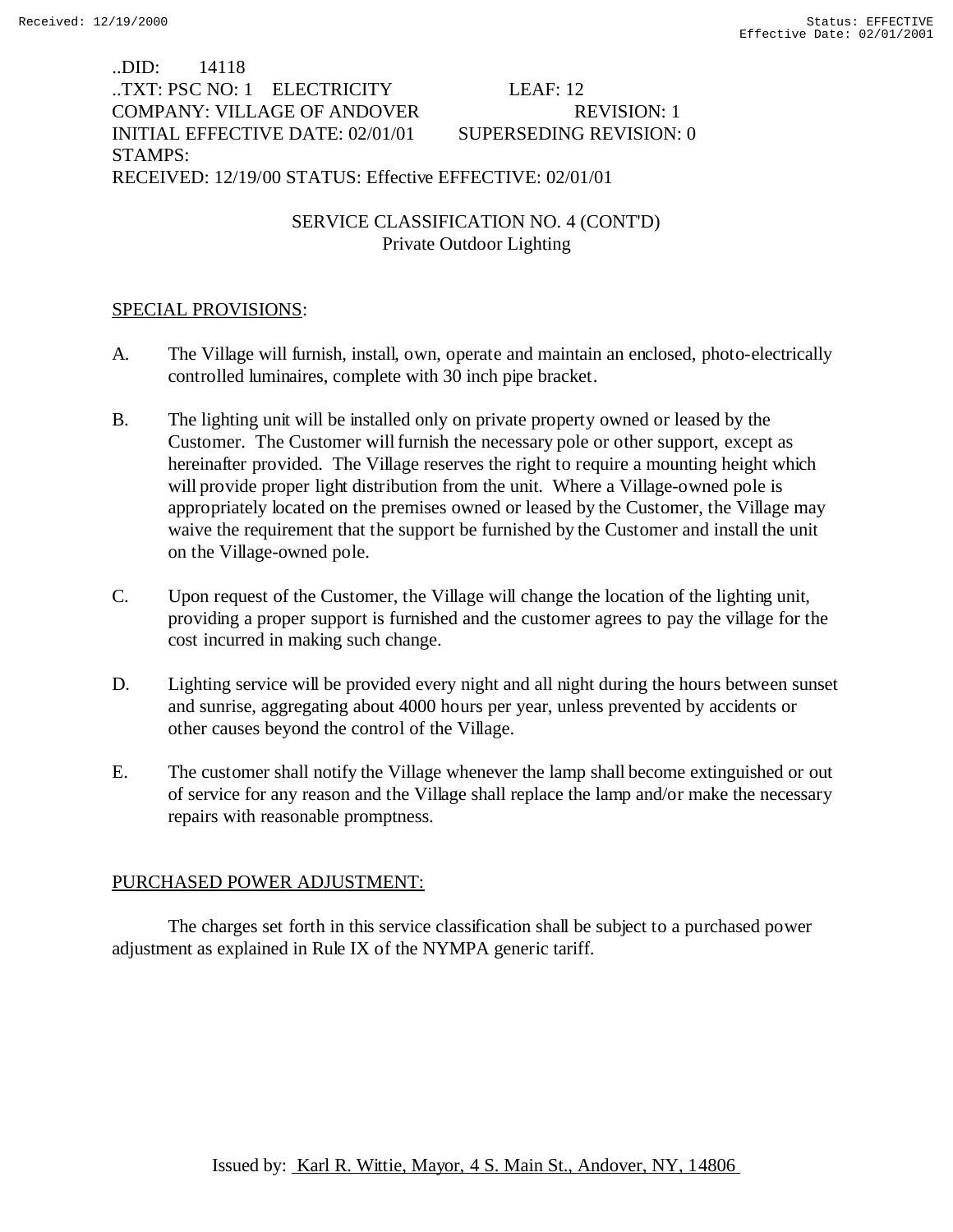..DID: 14118
..TXT: PSC NO: 1 ELECTRICITY LEAF: 12
COMPANY: VILLAGE OF ANDOVER REVISION: 1
INITIAL EFFECTIVE DATE: 02/01/01 SUPERSEDING REVISION: 0
STAMPS:
RECEIVED: 12/19/00 STATUS: Effective EFFECTIVE: 02/01/01

SERVICE CLASSIFICATION NO. 4 (CONT'D)
Private Outdoor Lighting

SPECIAL PROVISIONS:

A. The Village will furnish, install, own, operate and maintain an enclosed, photo-electrically controlled luminaires, complete with 30 inch pipe bracket.

B. The lighting unit will be installed only on private property owned or leased by the Customer. The Customer will furnish the necessary pole or other support, except as hereinafter provided. The Village reserves the right to require a mounting height which will provide proper light distribution from the unit. Where a Village-owned pole is appropriately located on the premises owned or leased by the Customer, the Village may waive the requirement that the support be furnished by the Customer and install the unit on the Village-owned pole.

C. Upon request of the Customer, the Village will change the location of the lighting unit, providing a proper support is furnished and the customer agrees to pay the village for the cost incurred in making such change.

D. Lighting service will be provided every night and all night during the hours between sunset and sunrise, aggregating about 4000 hours per year, unless prevented by accidents or other causes beyond the control of the Village.

E. The customer shall notify the Village whenever the lamp shall become extinguished or out of service for any reason and the Village shall replace the lamp and/or make the necessary repairs with reasonable promptness.

PURCHASED POWER ADJUSTMENT:

The charges set forth in this service classification shall be subject to a purchased power adjustment as explained in Rule IX of the NYMPA generic tariff.

Issued by: Karl R. Wittie, Mayor, 4 S. Main St., Andover, NY, 14806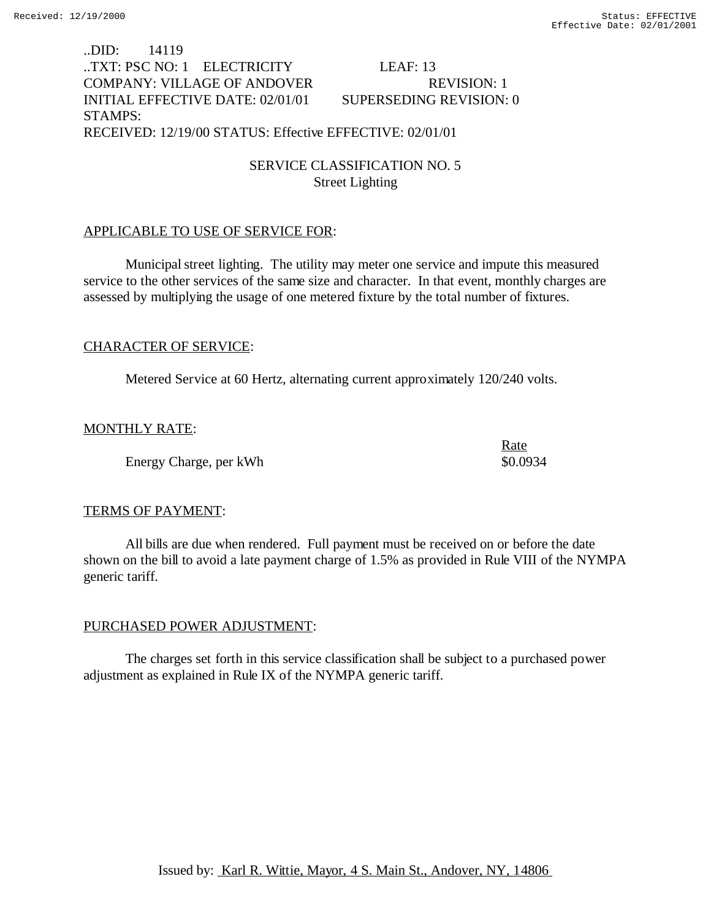..DID: 14119
..TXT: PSC NO: 1 ELECTRICITY LEAF: 13
COMPANY: VILLAGE OF ANDOVER REVISION: 1
INITIAL EFFECTIVE DATE: 02/01/01 SUPERSEDING REVISION: 0
STAMPS:
RECEIVED: 12/19/00 STATUS: Effective EFFECTIVE: 02/01/01

## SERVICE CLASSIFICATION NO. 5
### Street Lighting

APPLICABLE TO USE OF SERVICE FOR:

Municipal street lighting. The utility may meter one service and impute this measured service to the other services of the same size and character. In that event, monthly charges are assessed by multiplying the usage of one metered fixture by the total number of fixtures.

CHARACTER OF SERVICE:

Metered Service at 60 Hertz, alternating current approximately 120/240 volts.

MONTHLY RATE:

| | Rate |
|---|---|
| Energy Charge, per kWh | $0.0934 |

TERMS OF PAYMENT:

All bills are due when rendered. Full payment must be received on or before the date shown on the bill to avoid a late payment charge of 1.5% as provided in Rule VIII of the NYMPA generic tariff.

PURCHASED POWER ADJUSTMENT:

The charges set forth in this service classification shall be subject to a purchased power adjustment as explained in Rule IX of the NYMPA generic tariff.

Issued by: Karl R. Wittie, Mayor, 4 S. Main St., Andover, NY, 14806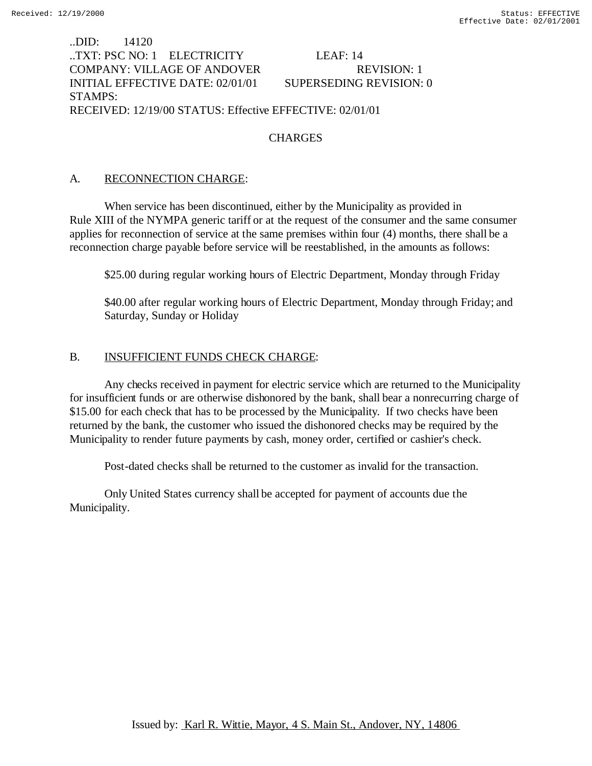..DID: 14120
..TXT: PSC NO: 1 ELECTRICITY LEAF: 14
COMPANY: VILLAGE OF ANDOVER REVISION: 1
INITIAL EFFECTIVE DATE: 02/01/01 SUPERSEDING REVISION: 0
STAMPS:
RECEIVED: 12/19/00 STATUS: Effective EFFECTIVE: 02/01/01

## CHARGES

A. RECONNECTION CHARGE:

When service has been discontinued, either by the Municipality as provided in Rule XIII of the NYMPA generic tariff or at the request of the consumer and the same consumer applies for reconnection of service at the same premises within four (4) months, there shall be a reconnection charge payable before service will be reestablished, in the amounts as follows:

$25.00 during regular working hours of Electric Department, Monday through Friday

$40.00 after regular working hours of Electric Department, Monday through Friday; and Saturday, Sunday or Holiday

B. INSUFFICIENT FUNDS CHECK CHARGE:

Any checks received in payment for electric service which are returned to the Municipality for insufficient funds or are otherwise dishonored by the bank, shall bear a nonrecurring charge of $15.00 for each check that has to be processed by the Municipality. If two checks have been returned by the bank, the customer who issued the dishonored checks may be required by the Municipality to render future payments by cash, money order, certified or cashier's check.

Post-dated checks shall be returned to the customer as invalid for the transaction.

Only United States currency shall be accepted for payment of accounts due the Municipality.

Issued by: Karl R. Wittie, Mayor, 4 S. Main St., Andover, NY, 14806